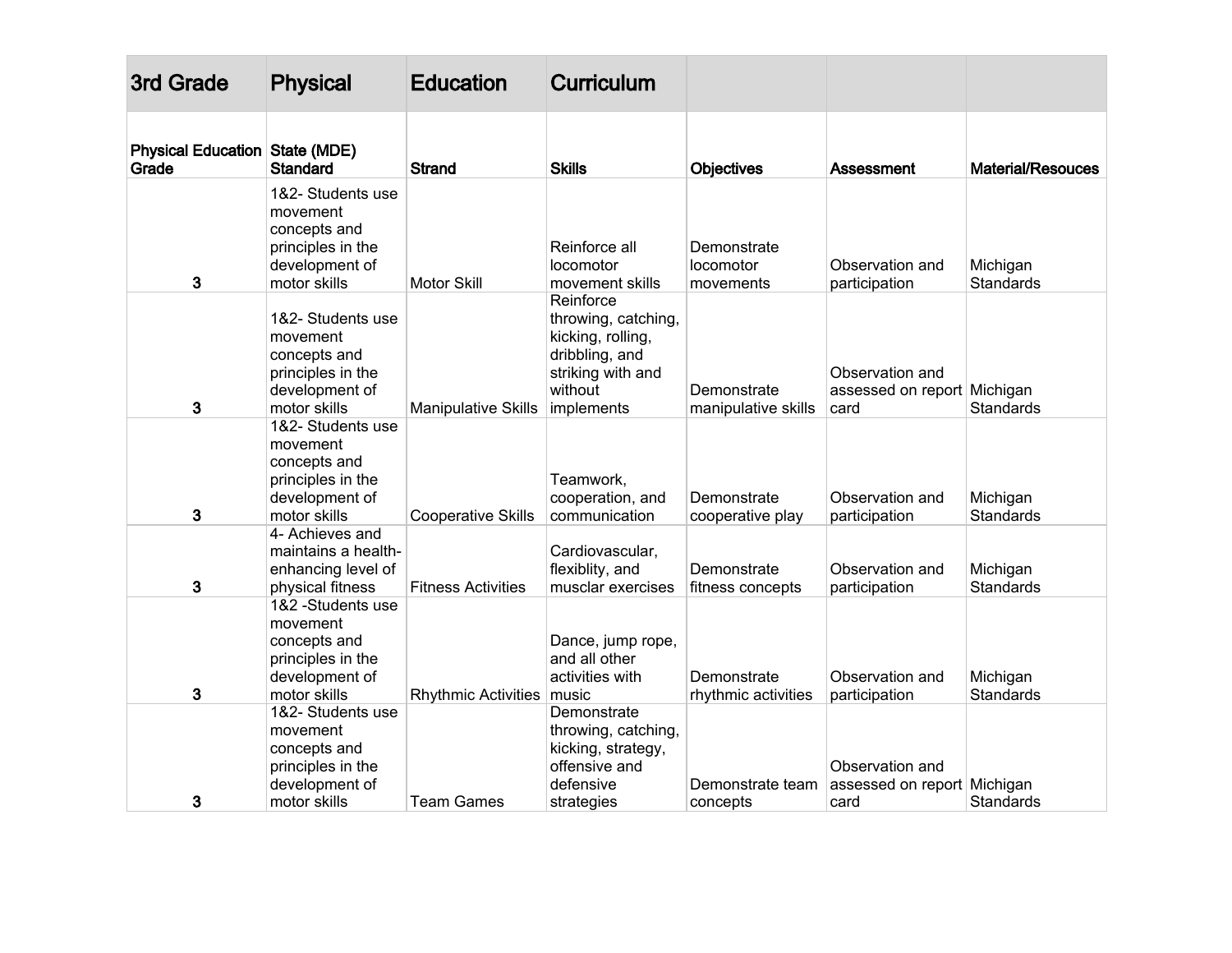| 3rd Grade | Physical | Education | Curriculum | | | |
|---|---|---|---|---|---|---|
| **Physical Education Grade** | **State (MDE) Standard** | **Strand** | **Skills** | **Objectives** | **Assessment** | **Material/Resouces** |
| 3 | 1&2- Students use movement concepts and principles in the development of motor skills | Motor Skill | Reinforce all locomotor movement skills | Demonstrate locomotor movements | Observation and participation | Michigan Standards |
| 3 | 1&2- Students use movement concepts and principles in the development of motor skills | Manipulative Skills | Reinforce throwing, catching, kicking, rolling, dribbling, and striking with and without implements | Demonstrate manipulative skills | Observation and assessed on report card | Michigan Standards |
| 3 | 1&2- Students use movement concepts and principles in the development of motor skills | Cooperative Skills | Teamwork, cooperation, and communication | Demonstrate cooperative play | Observation and participation | Michigan Standards |
| 3 | 4- Achieves and maintains a health-enhancing level of physical fitness | Fitness Activities | Cardiovascular, flexiblity, and musclar exercises | Demonstrate fitness concepts | Observation and participation | Michigan Standards |
| 3 | 1&2 -Students use movement concepts and principles in the development of motor skills | Rhythmic Activities | Dance, jump rope, and all other activities with music | Demonstrate rhythmic activities | Observation and participation | Michigan Standards |
| 3 | 1&2- Students use movement concepts and principles in the development of motor skills | Team Games | Demonstrate throwing, catching, kicking, strategy, offensive and defensive strategies | Demonstrate team concepts | Observation and assessed on report card | Michigan Standards |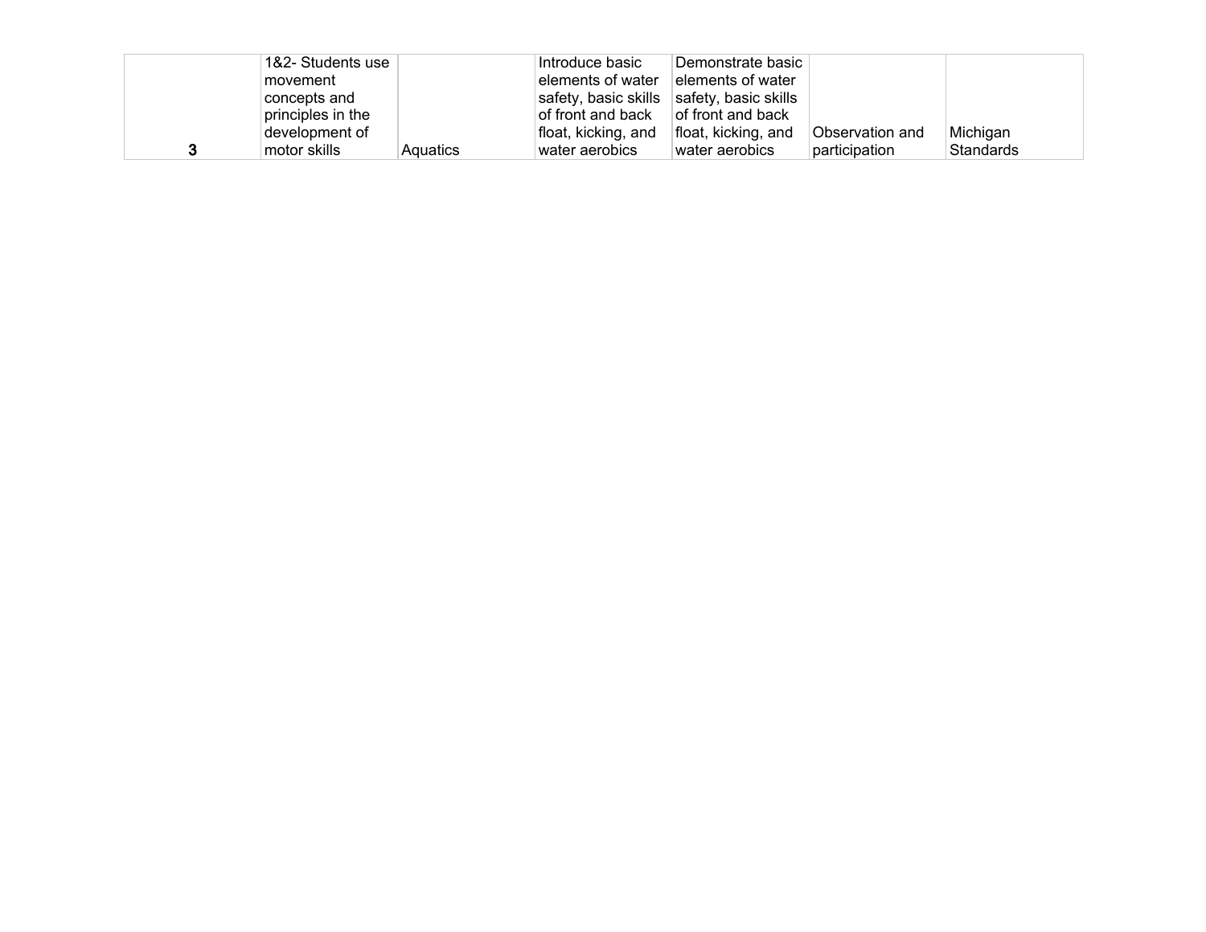| | | | | | | |
|---|---|---|---|---|---|---|
| **3** | 1&2- Students use movement concepts and principles in the development of motor skills | Aquatics | Introduce basic elements of water safety, basic skills of front and back float, kicking, and water aerobics | Demonstrate basic elements of water safety, basic skills of front and back float, kicking, and water aerobics | Observation and participation | Michigan Standards |